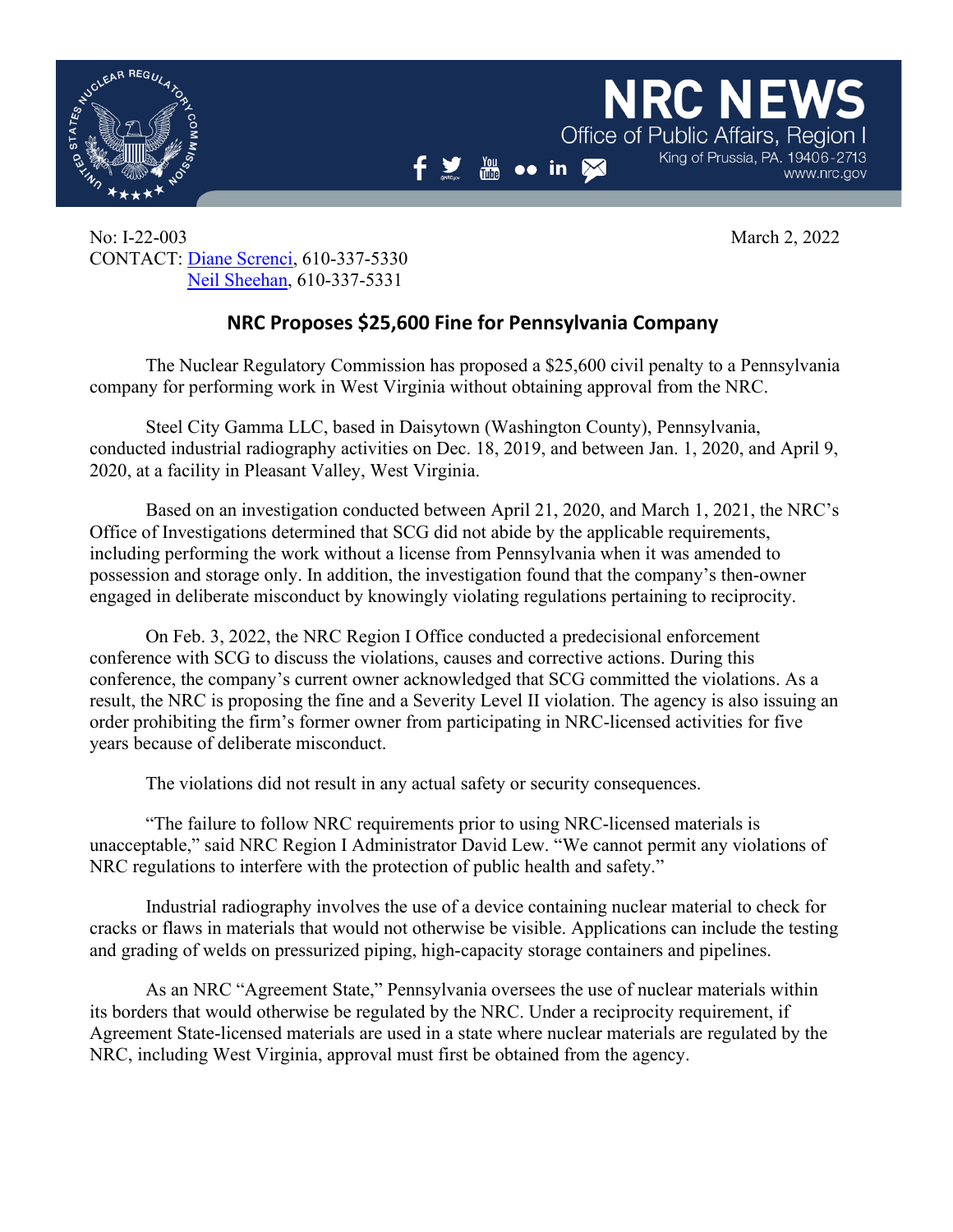NRC NEWS
Office of Public Affairs, Region I
King of Prussia, PA. 19406-2713
www.nrc.gov

No: I-22-003
CONTACT: Diane Screnci, 610-337-5330
Neil Sheehan, 610-337-5331

March 2, 2022

## NRC Proposes $25,600 Fine for Pennsylvania Company

The Nuclear Regulatory Commission has proposed a $25,600 civil penalty to a Pennsylvania company for performing work in West Virginia without obtaining approval from the NRC.

Steel City Gamma LLC, based in Daisytown (Washington County), Pennsylvania, conducted industrial radiography activities on Dec. 18, 2019, and between Jan. 1, 2020, and April 9, 2020, at a facility in Pleasant Valley, West Virginia.

Based on an investigation conducted between April 21, 2020, and March 1, 2021, the NRC's Office of Investigations determined that SCG did not abide by the applicable requirements, including performing the work without a license from Pennsylvania when it was amended to possession and storage only. In addition, the investigation found that the company's then-owner engaged in deliberate misconduct by knowingly violating regulations pertaining to reciprocity.

On Feb. 3, 2022, the NRC Region I Office conducted a predecisional enforcement conference with SCG to discuss the violations, causes and corrective actions. During this conference, the company's current owner acknowledged that SCG committed the violations. As a result, the NRC is proposing the fine and a Severity Level II violation. The agency is also issuing an order prohibiting the firm's former owner from participating in NRC-licensed activities for five years because of deliberate misconduct.

The violations did not result in any actual safety or security consequences.

"The failure to follow NRC requirements prior to using NRC-licensed materials is unacceptable," said NRC Region I Administrator David Lew. "We cannot permit any violations of NRC regulations to interfere with the protection of public health and safety."

Industrial radiography involves the use of a device containing nuclear material to check for cracks or flaws in materials that would not otherwise be visible. Applications can include the testing and grading of welds on pressurized piping, high-capacity storage containers and pipelines.

As an NRC "Agreement State," Pennsylvania oversees the use of nuclear materials within its borders that would otherwise be regulated by the NRC. Under a reciprocity requirement, if Agreement State-licensed materials are used in a state where nuclear materials are regulated by the NRC, including West Virginia, approval must first be obtained from the agency.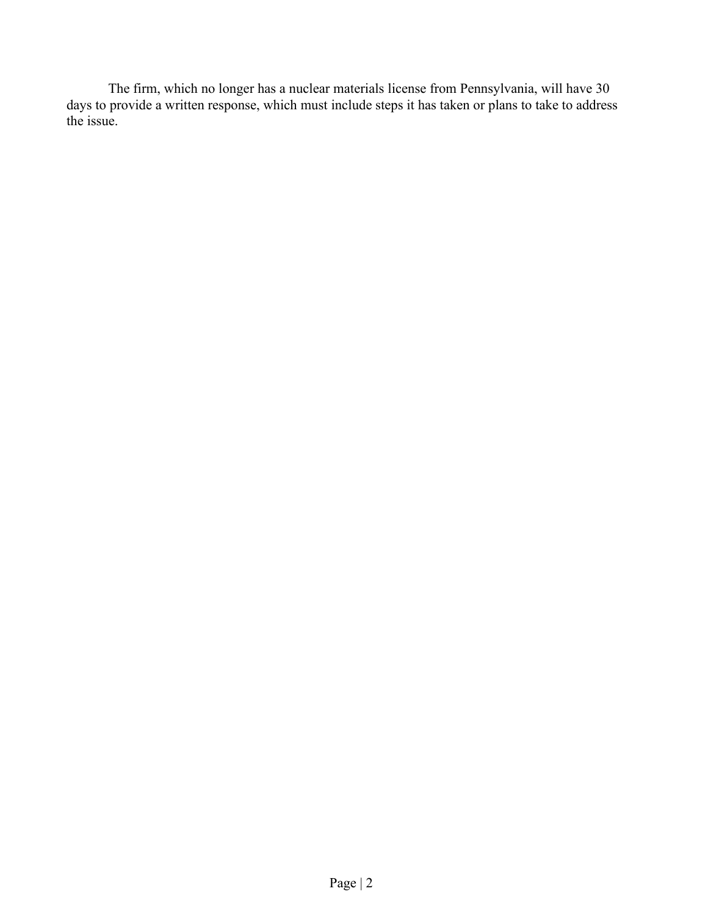The firm, which no longer has a nuclear materials license from Pennsylvania, will have 30 days to provide a written response, which must include steps it has taken or plans to take to address the issue.